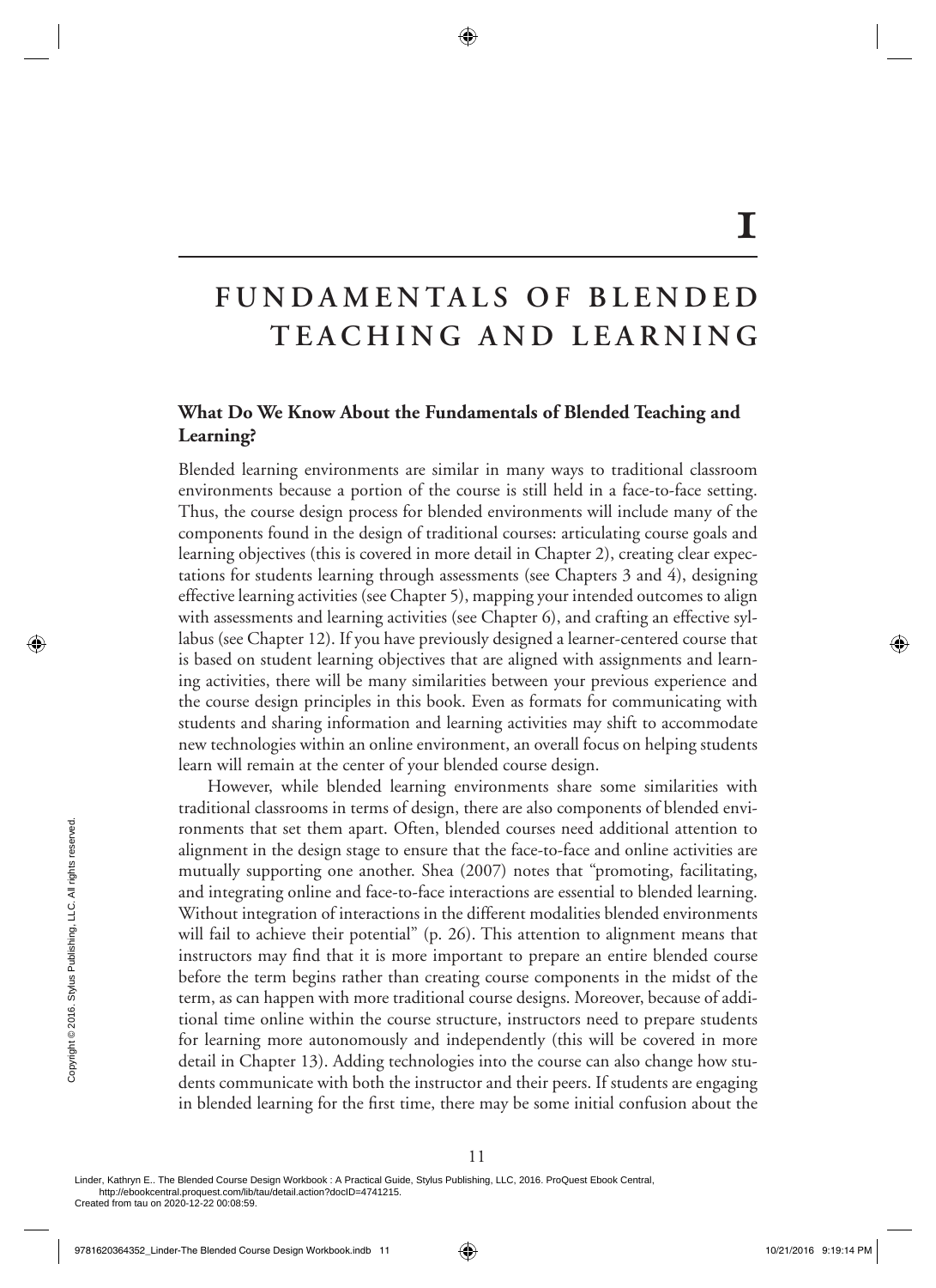# I

# FUNDAMENTALS OF BLENDED TEACHING AND LEARNING

## What Do We Know About the Fundamentals of Blended Teaching and Learning?

Blended learning environments are similar in many ways to traditional classroom environments because a portion of the course is still held in a face-to-face setting. Thus, the course design process for blended environments will include many of the components found in the design of traditional courses: articulating course goals and learning objectives (this is covered in more detail in Chapter 2), creating clear expectations for students learning through assessments (see Chapters 3 and 4), designing effective learning activities (see Chapter 5), mapping your intended outcomes to align with assessments and learning activities (see Chapter 6), and crafting an effective syllabus (see Chapter 12). If you have previously designed a learner-centered course that is based on student learning objectives that are aligned with assignments and learning activities, there will be many similarities between your previous experience and the course design principles in this book. Even as formats for communicating with students and sharing information and learning activities may shift to accommodate new technologies within an online environment, an overall focus on helping students learn will remain at the center of your blended course design.

However, while blended learning environments share some similarities with traditional classrooms in terms of design, there are also components of blended environments that set them apart. Often, blended courses need additional attention to alignment in the design stage to ensure that the face-to-face and online activities are mutually supporting one another. Shea (2007) notes that "promoting, facilitating, and integrating online and face-to-face interactions are essential to blended learning. Without integration of interactions in the different modalities blended environments will fail to achieve their potential" (p. 26). This attention to alignment means that instructors may find that it is more important to prepare an entire blended course before the term begins rather than creating course components in the midst of the term, as can happen with more traditional course designs. Moreover, because of additional time online within the course structure, instructors need to prepare students for learning more autonomously and independently (this will be covered in more detail in Chapter 13). Adding technologies into the course can also change how students communicate with both the instructor and their peers. If students are engaging in blended learning for the first time, there may be some initial confusion about the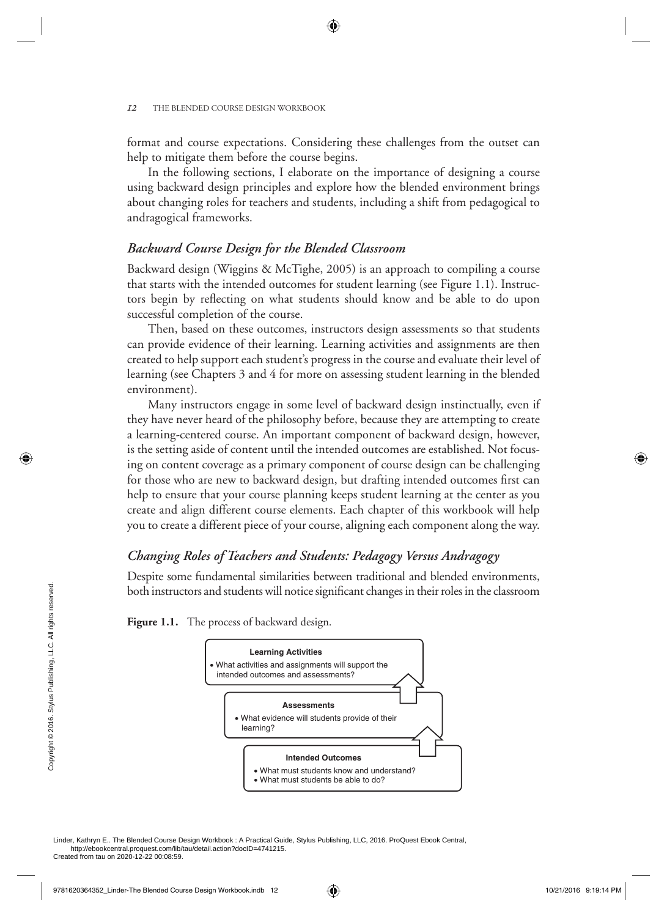format and course expectations. Considering these challenges from the outset can help to mitigate them before the course begins.

In the following sections, I elaborate on the importance of designing a course using backward design principles and explore how the blended environment brings about changing roles for teachers and students, including a shift from pedagogical to andragogical frameworks.

### *Backward Course Design for the Blended Classroom*

Backward design (Wiggins & McTighe, 2005) is an approach to compiling a course that starts with the intended outcomes for student learning (see Figure 1.1). Instructors begin by reflecting on what students should know and be able to do upon successful completion of the course.

Then, based on these outcomes, instructors design assessments so that students can provide evidence of their learning. Learning activities and assignments are then created to help support each student's progress in the course and evaluate their level of learning (see Chapters 3 and 4 for more on assessing student learning in the blended environment).

Many instructors engage in some level of backward design instinctually, even if they have never heard of the philosophy before, because they are attempting to create a learning-centered course. An important component of backward design, however, is the setting aside of content until the intended outcomes are established. Not focusing on content coverage as a primary component of course design can be challenging for those who are new to backward design, but drafting intended outcomes first can help to ensure that your course planning keeps student learning at the center as you create and align different course elements. Each chapter of this workbook will help you to create a different piece of your course, aligning each component along the way.

### *Changing Roles of Teachers and Students: Pedagogy Versus Andragogy*

Despite some fundamental similarities between traditional and blended environments, both instructors and students will notice significant changes in their roles in the classroom

**Figure 1.1.** The process of backward design.

**Learning Activities**
- What activities and assignments will support the intended outcomes and assessments?

**Assessments**
- What evidence will students provide of their learning?

**Intended Outcomes**
- What must students know and understand?
- What must students be able to do?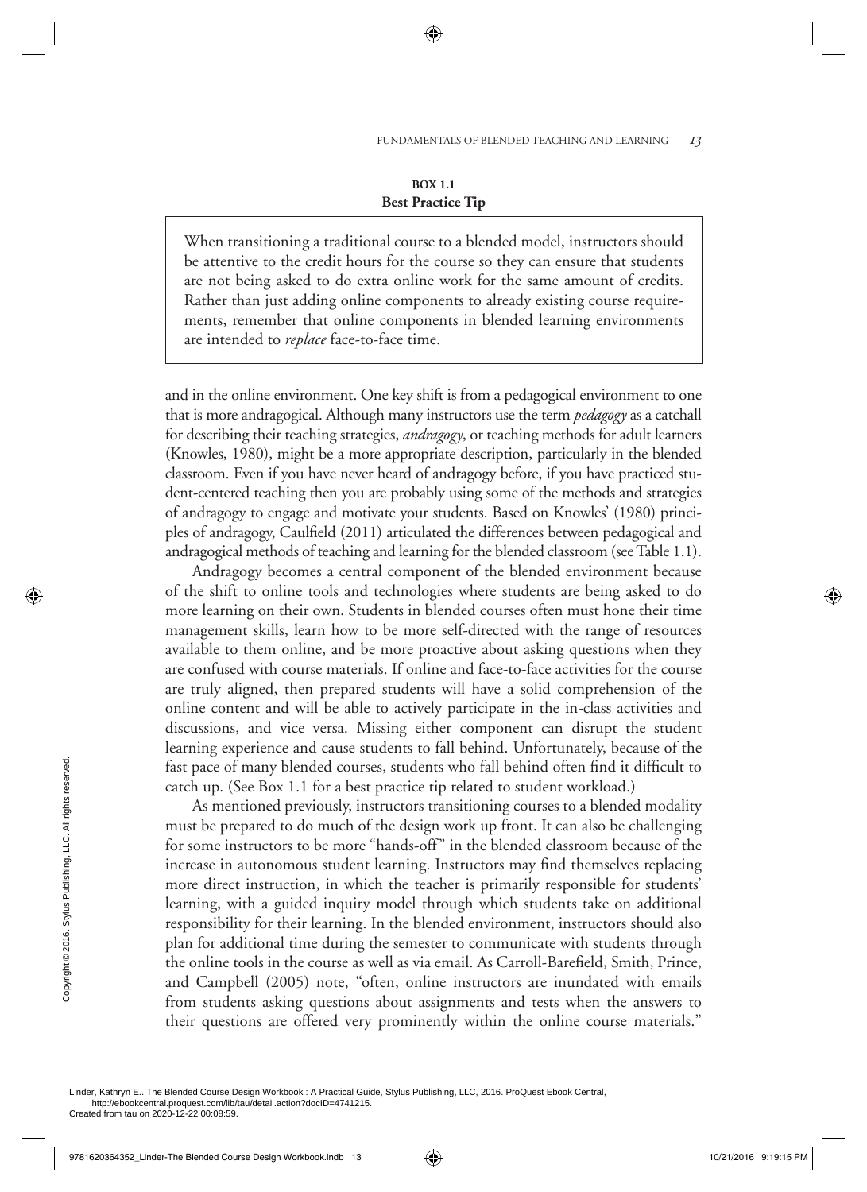**BOX 1.1**
**Best Practice Tip**

When transitioning a traditional course to a blended model, instructors should be attentive to the credit hours for the course so they can ensure that students are not being asked to do extra online work for the same amount of credits. Rather than just adding online components to already existing course requirements, remember that online components in blended learning environments are intended to *replace* face-to-face time.

and in the online environment. One key shift is from a pedagogical environment to one that is more andragogical. Although many instructors use the term *pedagogy* as a catchall for describing their teaching strategies, *andragogy*, or teaching methods for adult learners (Knowles, 1980), might be a more appropriate description, particularly in the blended classroom. Even if you have never heard of andragogy before, if you have practiced student-centered teaching then you are probably using some of the methods and strategies of andragogy to engage and motivate your students. Based on Knowles' (1980) principles of andragogy, Caulfield (2011) articulated the differences between pedagogical and andragogical methods of teaching and learning for the blended classroom (see Table 1.1).

Andragogy becomes a central component of the blended environment because of the shift to online tools and technologies where students are being asked to do more learning on their own. Students in blended courses often must hone their time management skills, learn how to be more self-directed with the range of resources available to them online, and be more proactive about asking questions when they are confused with course materials. If online and face-to-face activities for the course are truly aligned, then prepared students will have a solid comprehension of the online content and will be able to actively participate in the in-class activities and discussions, and vice versa. Missing either component can disrupt the student learning experience and cause students to fall behind. Unfortunately, because of the fast pace of many blended courses, students who fall behind often find it difficult to catch up. (See Box 1.1 for a best practice tip related to student workload.)

As mentioned previously, instructors transitioning courses to a blended modality must be prepared to do much of the design work up front. It can also be challenging for some instructors to be more "hands-off" in the blended classroom because of the increase in autonomous student learning. Instructors may find themselves replacing more direct instruction, in which the teacher is primarily responsible for students' learning, with a guided inquiry model through which students take on additional responsibility for their learning. In the blended environment, instructors should also plan for additional time during the semester to communicate with students through the online tools in the course as well as via email. As Carroll-Barefield, Smith, Prince, and Campbell (2005) note, "often, online instructors are inundated with emails from students asking questions about assignments and tests when the answers to their questions are offered very prominently within the online course materials."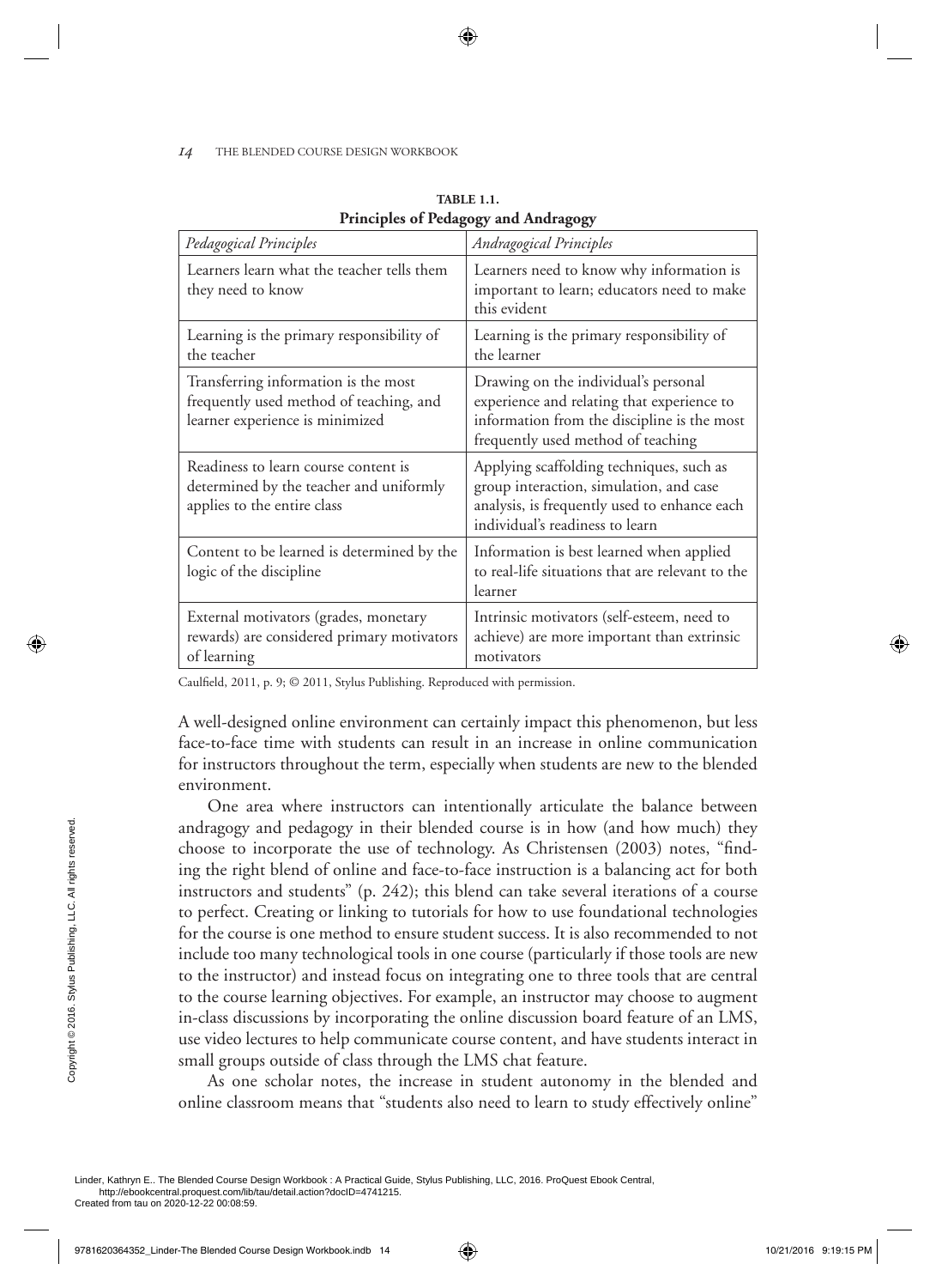**TABLE 1.1.**
**Principles of Pedagogy and Andragogy**

| *Pedagogical Principles* | *Andragogical Principles* |
| --- | --- |
| Learners learn what the teacher tells them they need to know | Learners need to know why information is important to learn; educators need to make this evident |
| Learning is the primary responsibility of the teacher | Learning is the primary responsibility of the learner |
| Transferring information is the most frequently used method of teaching, and learner experience is minimized | Drawing on the individual's personal experience and relating that experience to information from the discipline is the most frequently used method of teaching |
| Readiness to learn course content is determined by the teacher and uniformly applies to the entire class | Applying scaffolding techniques, such as group interaction, simulation, and case analysis, is frequently used to enhance each individual's readiness to learn |
| Content to be learned is determined by the logic of the discipline | Information is best learned when applied to real-life situations that are relevant to the learner |
| External motivators (grades, monetary rewards) are considered primary motivators of learning | Intrinsic motivators (self-esteem, need to achieve) are more important than extrinsic motivators |

Caulfield, 2011, p. 9; © 2011, Stylus Publishing. Reproduced with permission.

A well-designed online environment can certainly impact this phenomenon, but less face-to-face time with students can result in an increase in online communication for instructors throughout the term, especially when students are new to the blended environment.

One area where instructors can intentionally articulate the balance between andragogy and pedagogy in their blended course is in how (and how much) they choose to incorporate the use of technology. As Christensen (2003) notes, "finding the right blend of online and face-to-face instruction is a balancing act for both instructors and students" (p. 242); this blend can take several iterations of a course to perfect. Creating or linking to tutorials for how to use foundational technologies for the course is one method to ensure student success. It is also recommended to not include too many technological tools in one course (particularly if those tools are new to the instructor) and instead focus on integrating one to three tools that are central to the course learning objectives. For example, an instructor may choose to augment in-class discussions by incorporating the online discussion board feature of an LMS, use video lectures to help communicate course content, and have students interact in small groups outside of class through the LMS chat feature.

As one scholar notes, the increase in student autonomy in the blended and online classroom means that "students also need to learn to study effectively online"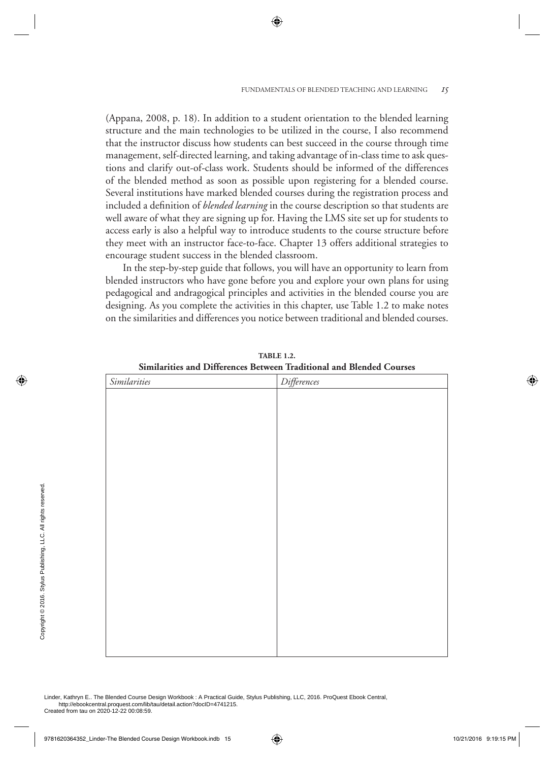(Appana, 2008, p. 18). In addition to a student orientation to the blended learning structure and the main technologies to be utilized in the course, I also recommend that the instructor discuss how students can best succeed in the course through time management, self-directed learning, and taking advantage of in-class time to ask questions and clarify out-of-class work. Students should be informed of the differences of the blended method as soon as possible upon registering for a blended course. Several institutions have marked blended courses during the registration process and included a definition of *blended learning* in the course description so that students are well aware of what they are signing up for. Having the LMS site set up for students to access early is also a helpful way to introduce students to the course structure before they meet with an instructor face-to-face. Chapter 13 offers additional strategies to encourage student success in the blended classroom.

In the step-by-step guide that follows, you will have an opportunity to learn from blended instructors who have gone before you and explore your own plans for using pedagogical and andragogical principles and activities in the blended course you are designing. As you complete the activities in this chapter, use Table 1.2 to make notes on the similarities and differences you notice between traditional and blended courses.

**TABLE 1.2.**
**Similarities and Differences Between Traditional and Blended Courses**

| *Similarities* | *Differences* |
| --- | --- |
| | |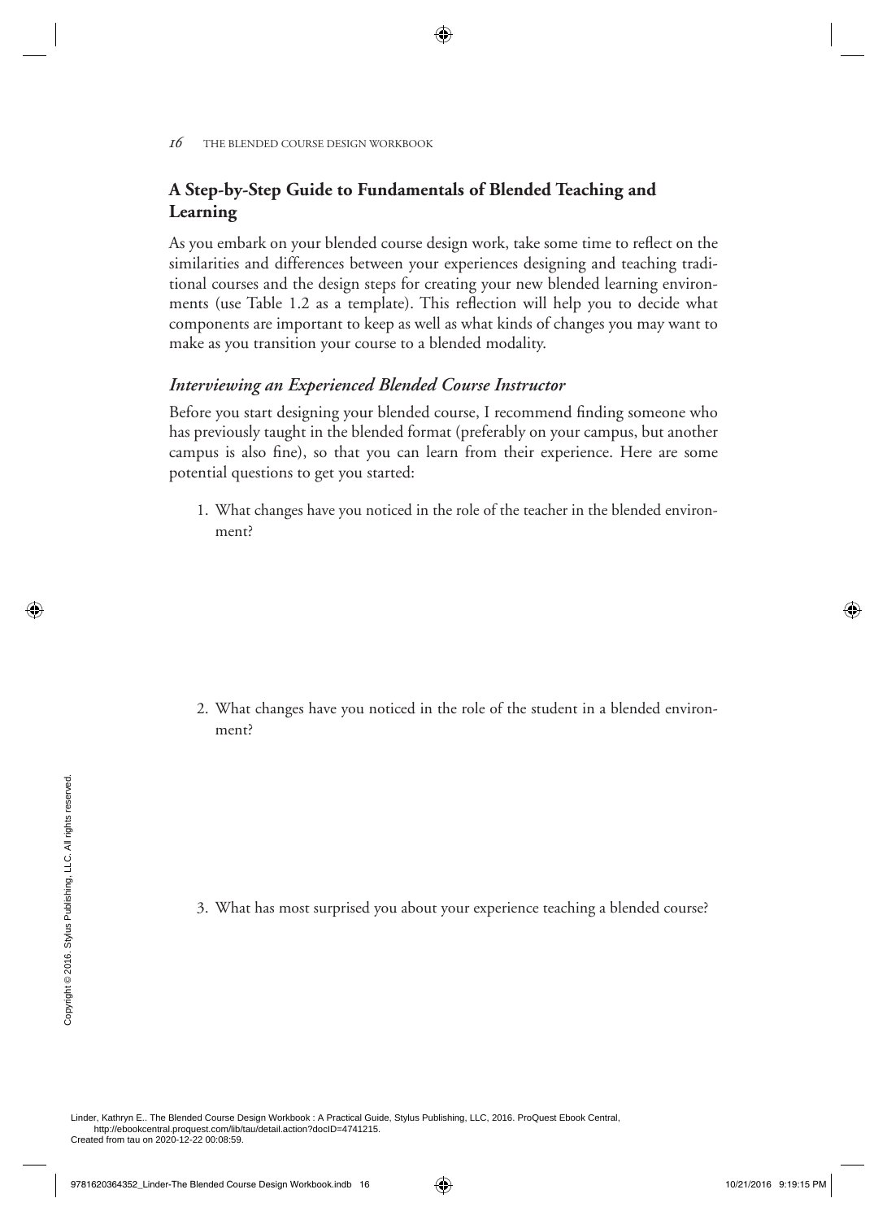## A Step-by-Step Guide to Fundamentals of Blended Teaching and Learning

As you embark on your blended course design work, take some time to reflect on the similarities and differences between your experiences designing and teaching traditional courses and the design steps for creating your new blended learning environments (use Table 1.2 as a template). This reflection will help you to decide what components are important to keep as well as what kinds of changes you may want to make as you transition your course to a blended modality.

### *Interviewing an Experienced Blended Course Instructor*

Before you start designing your blended course, I recommend finding someone who has previously taught in the blended format (preferably on your campus, but another campus is also fine), so that you can learn from their experience. Here are some potential questions to get you started:

1. What changes have you noticed in the role of the teacher in the blended environment?

2. What changes have you noticed in the role of the student in a blended environment?

3. What has most surprised you about your experience teaching a blended course?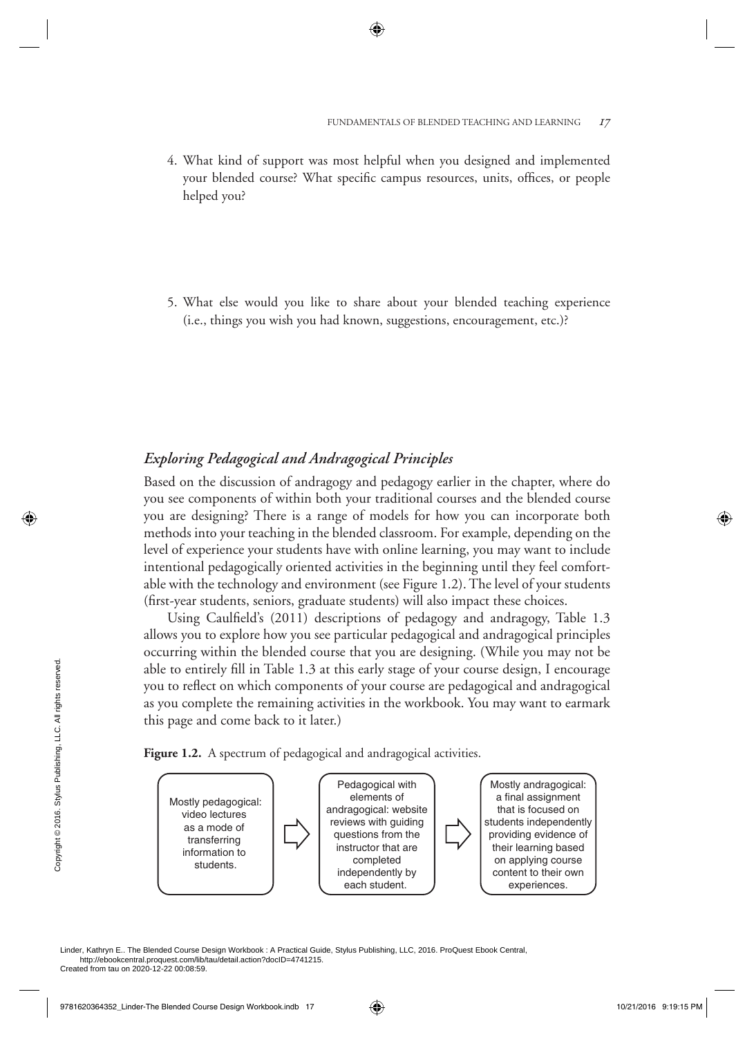4. What kind of support was most helpful when you designed and implemented your blended course? What specific campus resources, units, offices, or people helped you?

5. What else would you like to share about your blended teaching experience (i.e., things you wish you had known, suggestions, encouragement, etc.)?

### *Exploring Pedagogical and Andragogical Principles*

Based on the discussion of andragogy and pedagogy earlier in the chapter, where do you see components of within both your traditional courses and the blended course you are designing? There is a range of models for how you can incorporate both methods into your teaching in the blended classroom. For example, depending on the level of experience your students have with online learning, you may want to include intentional pedagogically oriented activities in the beginning until they feel comfortable with the technology and environment (see Figure 1.2). The level of your students (first-year students, seniors, graduate students) will also impact these choices.

Using Caulfield's (2011) descriptions of pedagogy and andragogy, Table 1.3 allows you to explore how you see particular pedagogical and andragogical principles occurring within the blended course that you are designing. (While you may not be able to entirely fill in Table 1.3 at this early stage of your course design, I encourage you to reflect on which components of your course are pedagogical and andragogical as you complete the remaining activities in the workbook. You may want to earmark this page and come back to it later.)

**Figure 1.2.** A spectrum of pedagogical and andragogical activities.

Mostly pedagogical: video lectures as a mode of transferring information to students. ⇨ Pedagogical with elements of andragogical: website reviews with guiding questions from the instructor that are completed independently by each student. ⇨ Mostly andragogical: a final assignment that is focused on students independently providing evidence of their learning based on applying course content to their own experiences.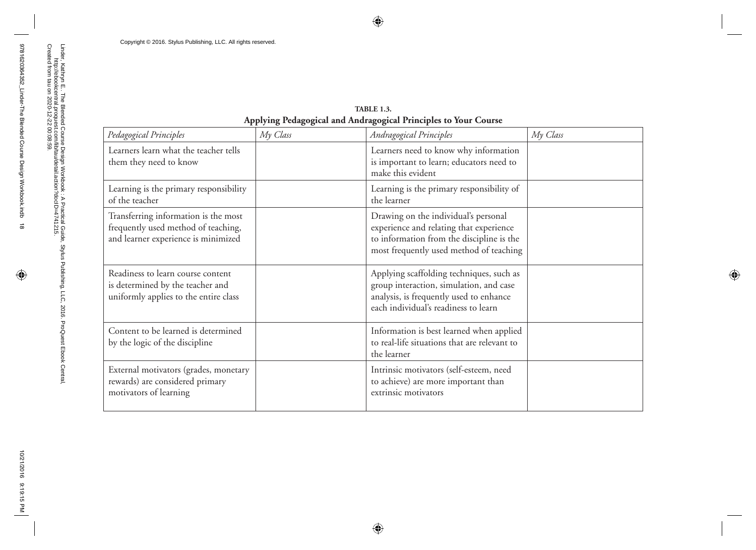**TABLE 1.3.**
**Applying Pedagogical and Andragogical Principles to Your Course**

| *Pedagogical Principles* | *My Class* | *Andragogical Principles* | *My Class* |
|---|---|---|---|
| Learners learn what the teacher tells them they need to know | | Learners need to know why information is important to learn; educators need to make this evident | |
| Learning is the primary responsibility of the teacher | | Learning is the primary responsibility of the learner | |
| Transferring information is the most frequently used method of teaching, and learner experience is minimized | | Drawing on the individual's personal experience and relating that experience to information from the discipline is the most frequently used method of teaching | |
| Readiness to learn course content is determined by the teacher and uniformly applies to the entire class | | Applying scaffolding techniques, such as group interaction, simulation, and case analysis, is frequently used to enhance each individual's readiness to learn | |
| Content to be learned is determined by the logic of the discipline | | Information is best learned when applied to real-life situations that are relevant to the learner | |
| External motivators (grades, monetary rewards) are considered primary motivators of learning | | Intrinsic motivators (self-esteem, need to achieve) are more important than extrinsic motivators | |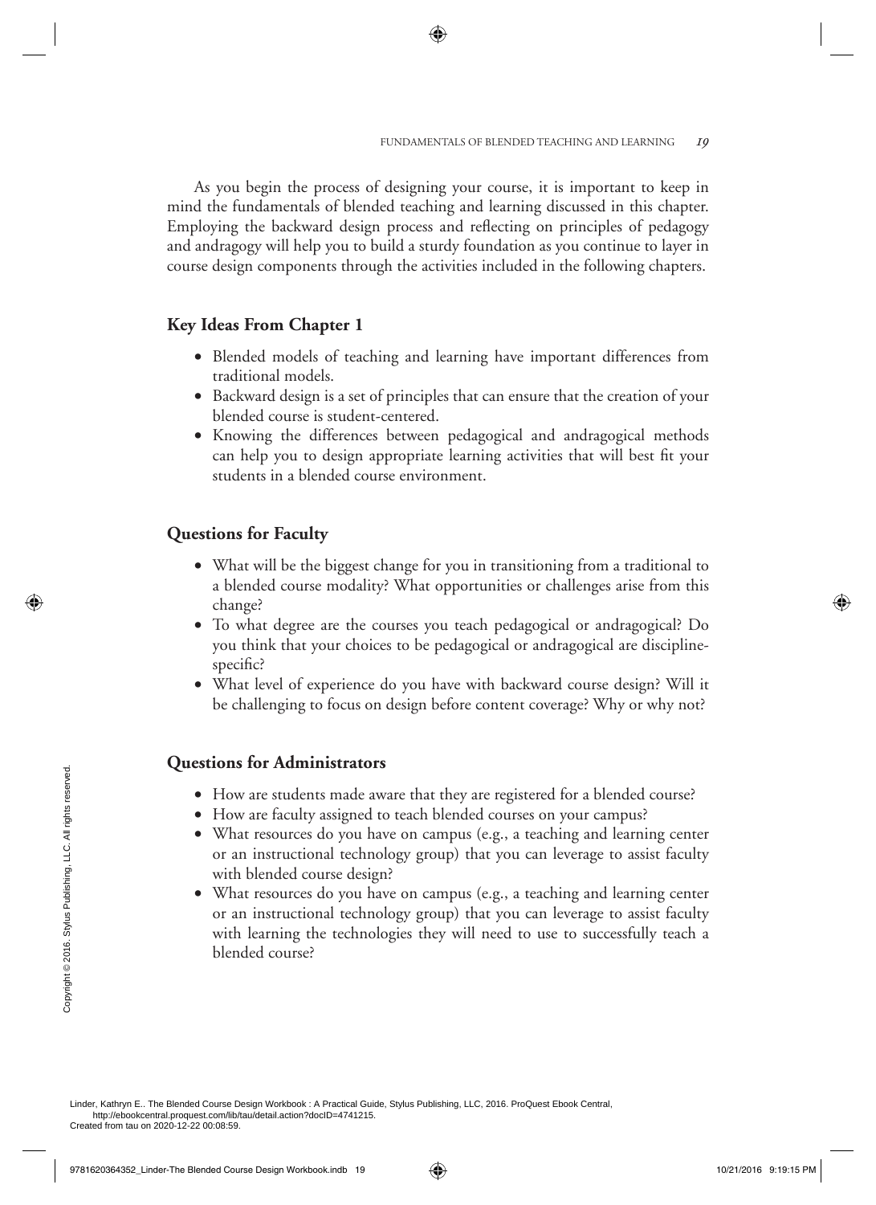As you begin the process of designing your course, it is important to keep in mind the fundamentals of blended teaching and learning discussed in this chapter. Employing the backward design process and reflecting on principles of pedagogy and andragogy will help you to build a sturdy foundation as you continue to layer in course design components through the activities included in the following chapters.

## Key Ideas From Chapter 1

- Blended models of teaching and learning have important differences from traditional models.
- Backward design is a set of principles that can ensure that the creation of your blended course is student-centered.
- Knowing the differences between pedagogical and andragogical methods can help you to design appropriate learning activities that will best fit your students in a blended course environment.

## Questions for Faculty

- What will be the biggest change for you in transitioning from a traditional to a blended course modality? What opportunities or challenges arise from this change?
- To what degree are the courses you teach pedagogical or andragogical? Do you think that your choices to be pedagogical or andragogical are discipline-specific?
- What level of experience do you have with backward course design? Will it be challenging to focus on design before content coverage? Why or why not?

## Questions for Administrators

- How are students made aware that they are registered for a blended course?
- How are faculty assigned to teach blended courses on your campus?
- What resources do you have on campus (e.g., a teaching and learning center or an instructional technology group) that you can leverage to assist faculty with blended course design?
- What resources do you have on campus (e.g., a teaching and learning center or an instructional technology group) that you can leverage to assist faculty with learning the technologies they will need to use to successfully teach a blended course?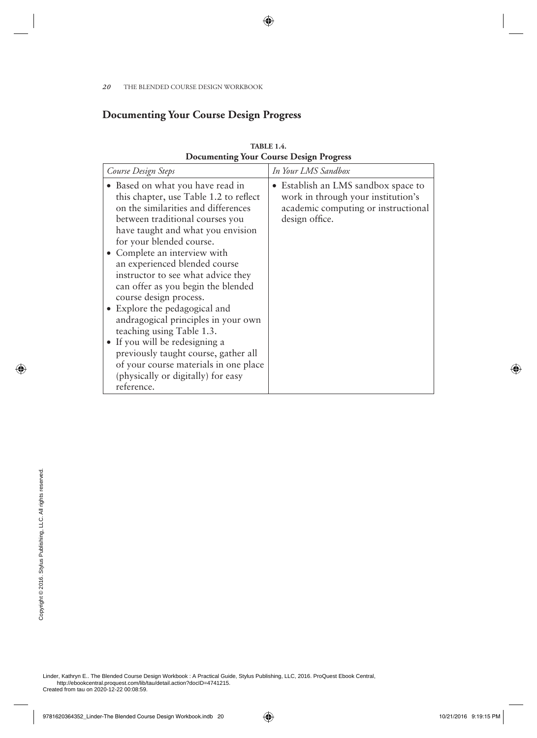## Documenting Your Course Design Progress

**TABLE 1.4.**
**Documenting Your Course Design Progress**

| *Course Design Steps* | *In Your LMS Sandbox* |
| --- | --- |
| • Based on what you have read in this chapter, use Table 1.2 to reflect on the similarities and differences between traditional courses you have taught and what you envision for your blended course.<br>• Complete an interview with an experienced blended course instructor to see what advice they can offer as you begin the blended course design process.<br>• Explore the pedagogical and andragogical principles in your own teaching using Table 1.3.<br>• If you will be redesigning a previously taught course, gather all of your course materials in one place (physically or digitally) for easy reference. | • Establish an LMS sandbox space to work in through your institution's academic computing or instructional design office. |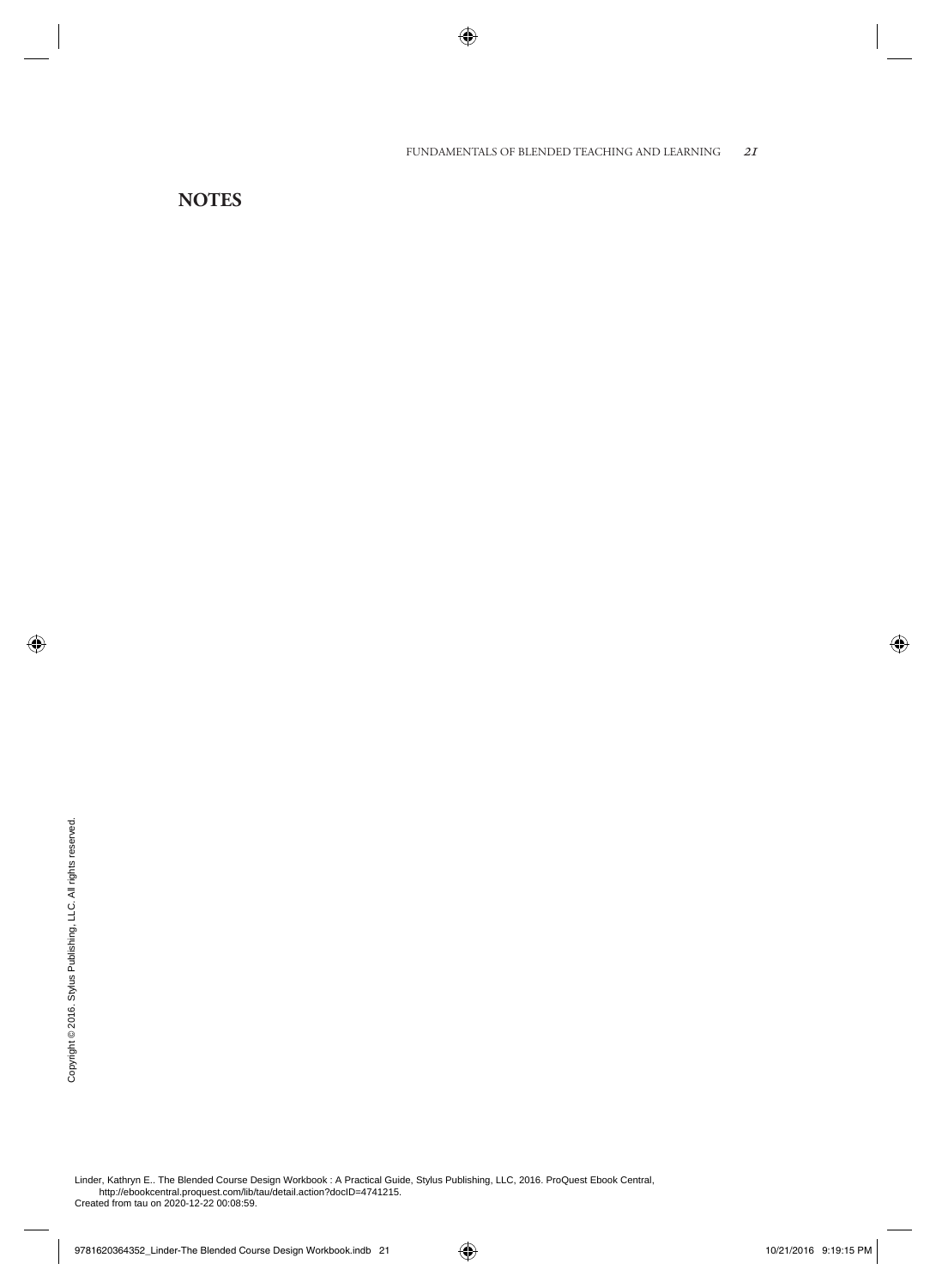## NOTES